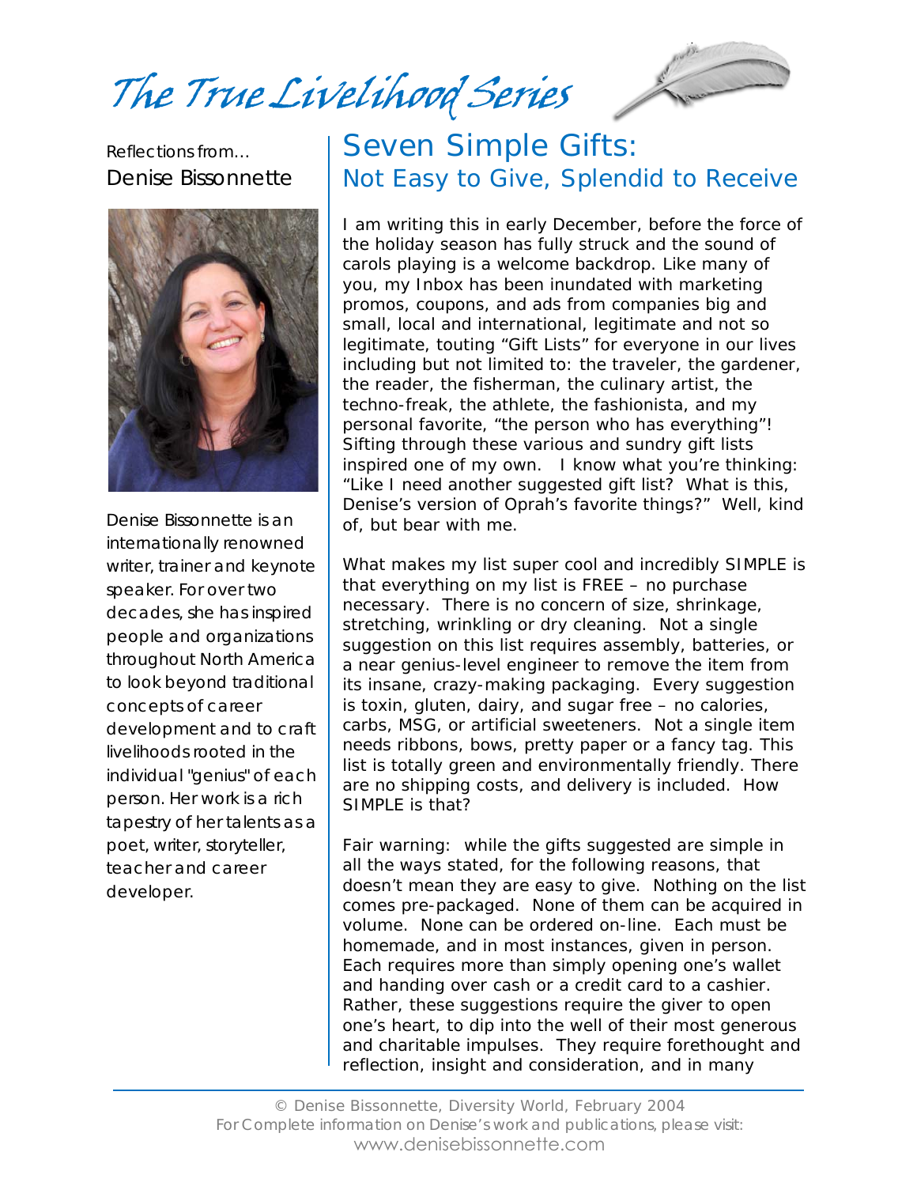# The True Livelihood Series

Reflections from...
Denise Bissonnette

Denise Bissonnette is an internationally renowned writer, trainer and keynote speaker. For over two decades, she has inspired people and organizations throughout North America to look beyond traditional concepts of career development and to craft livelihoods rooted in the individual "genius" of each person. Her work is a rich tapestry of her talents as a poet, writer, storyteller, teacher and career developer.

## Seven Simple Gifts:
### Not Easy to Give, Splendid to Receive

I am writing this in early December, before the force of the holiday season has fully struck and the sound of carols playing is a welcome backdrop. Like many of you, my Inbox has been inundated with marketing promos, coupons, and ads from companies big and small, local and international, legitimate and not so legitimate, touting "Gift Lists" for everyone in our lives including but not limited to: the traveler, the gardener, the reader, the fisherman, the culinary artist, the techno-freak, the athlete, the fashionista, and my personal favorite, "the person who has everything"! Sifting through these various and sundry gift lists inspired one of my own. I know what you're thinking: "Like I need another suggested gift list? What is this, Denise's version of Oprah's favorite things?" Well, kind of, but bear with me.

What makes my list super cool and incredibly SIMPLE is that everything on my list is FREE – no purchase necessary. There is no concern of size, shrinkage, stretching, wrinkling or dry cleaning. Not a single suggestion on this list requires assembly, batteries, or a near genius-level engineer to remove the item from its insane, crazy-making packaging. Every suggestion is toxin, gluten, dairy, and sugar free – no calories, carbs, MSG, or artificial sweeteners. Not a single item needs ribbons, bows, pretty paper or a fancy tag. This list is totally green and environmentally friendly. There are no shipping costs, and delivery is included. How SIMPLE is that?

Fair warning: while the gifts suggested are simple in all the ways stated, for the following reasons, that doesn't mean they are easy to give. Nothing on the list comes pre-packaged. None of them can be acquired in volume. None can be ordered on-line. Each must be homemade, and in most instances, given in person. Each requires more than simply opening one's wallet and handing over cash or a credit card to a cashier. Rather, these suggestions require the giver to open one's heart, to dip into the well of their most generous and charitable impulses. They require forethought and reflection, insight and consideration, and in many

© Denise Bissonnette, Diversity World, February 2004
For Complete information on Denise's work and publications, please visit:
www.denisebissonnette.com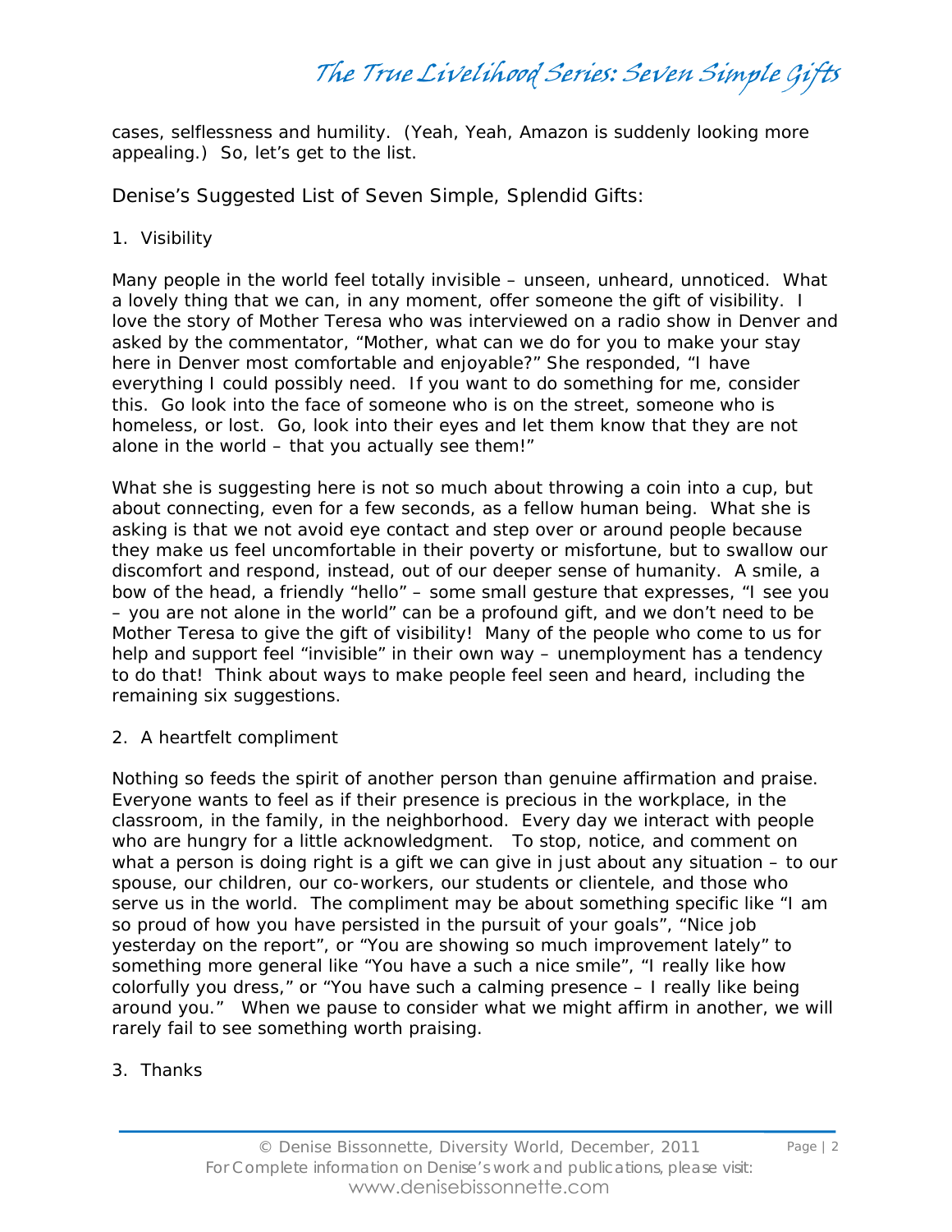cases, selflessness and humility. (Yeah, Yeah, Amazon is suddenly looking more appealing.) So, let's get to the list.

## Denise's Suggested List of Seven Simple, Splendid Gifts:

1. Visibility

Many people in the world feel totally invisible – unseen, unheard, unnoticed. What a lovely thing that we can, in any moment, offer someone the gift of visibility. I love the story of Mother Teresa who was interviewed on a radio show in Denver and asked by the commentator, "Mother, what can we do for you to make your stay here in Denver most comfortable and enjoyable?" She responded, "I have everything I could possibly need. If you want to do something for me, consider this. Go look into the face of someone who is on the street, someone who is homeless, or lost. Go, look into their eyes and let them know that they are not alone in the world – that you actually see them!"

What she is suggesting here is not so much about throwing a coin into a cup, but about connecting, even for a few seconds, as a fellow human being. What she is asking is that we not avoid eye contact and step over or around people because they make us feel uncomfortable in their poverty or misfortune, but to swallow our discomfort and respond, instead, out of our deeper sense of humanity. A smile, a bow of the head, a friendly "hello" – some small gesture that expresses, "I see you – you are not alone in the world" can be a profound gift, and we don't need to be Mother Teresa to give the gift of visibility! Many of the people who come to us for help and support feel "invisible" in their own way – unemployment has a tendency to do that! Think about ways to make people feel seen and heard, including the remaining six suggestions.

2. A heartfelt compliment

Nothing so feeds the spirit of another person than genuine affirmation and praise. Everyone wants to feel as if their presence is precious in the workplace, in the classroom, in the family, in the neighborhood. Every day we interact with people who are hungry for a little acknowledgment. To stop, notice, and comment on what a person is doing right is a gift we can give in just about any situation – to our spouse, our children, our co-workers, our students or clientele, and those who serve us in the world. The compliment may be about something specific like "I am so proud of how you have persisted in the pursuit of your goals", "Nice job yesterday on the report", or "You are showing so much improvement lately" to something more general like "You have a such a nice smile", "I really like how colorfully you dress," or "You have such a calming presence – I really like being around you." When we pause to consider what we might affirm in another, we will rarely fail to see something worth praising.

3. Thanks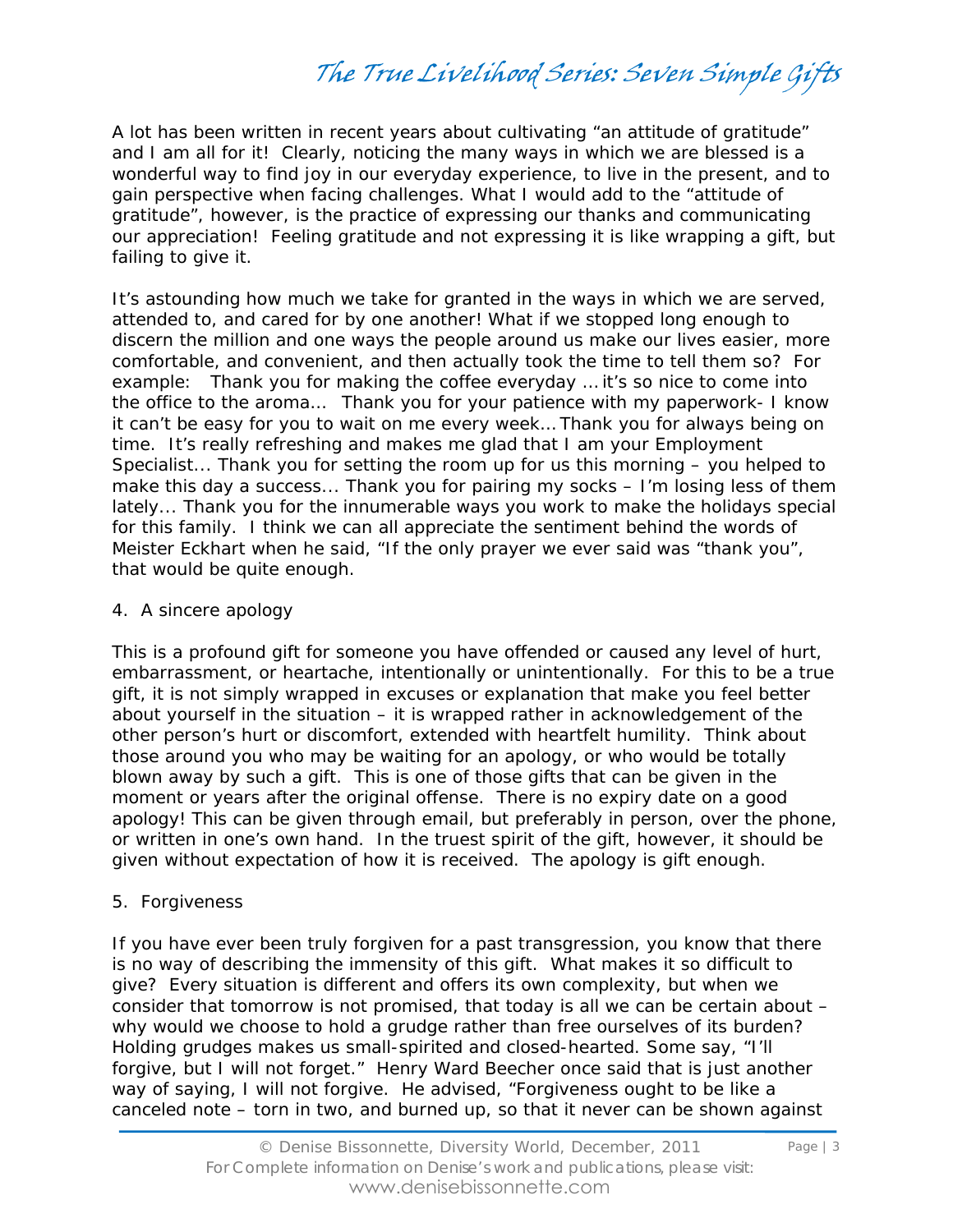A lot has been written in recent years about cultivating "an attitude of gratitude" and I am all for it! Clearly, noticing the many ways in which we are blessed is a wonderful way to find joy in our everyday experience, to live in the present, and to gain perspective when facing challenges. What I would add to the "attitude of gratitude", however, is the practice of expressing our thanks and communicating our appreciation! Feeling gratitude and not expressing it is like wrapping a gift, but failing to give it.

It's astounding how much we take for granted in the ways in which we are served, attended to, and cared for by one another! What if we stopped long enough to discern the million and one ways the people around us make our lives easier, more comfortable, and convenient, and then actually took the time to tell them so? For example: Thank you for making the coffee everyday … it's so nice to come into the office to the aroma… Thank you for your patience with my paperwork- I know it can't be easy for you to wait on me every week… Thank you for always being on time. It's really refreshing and makes me glad that I am your Employment Specialist… Thank you for setting the room up for us this morning – you helped to make this day a success… Thank you for pairing my socks – I'm losing less of them lately… Thank you for the innumerable ways you work to make the holidays special for this family. I think we can all appreciate the sentiment behind the words of Meister Eckhart when he said, "If the only prayer we ever said was "thank you", that would be quite enough.

4. A sincere apology

This is a profound gift for someone you have offended or caused any level of hurt, embarrassment, or heartache, intentionally or unintentionally. For this to be a true gift, it is not simply wrapped in excuses or explanation that make you feel better about yourself in the situation – it is wrapped rather in acknowledgement of the other person's hurt or discomfort, extended with heartfelt humility. Think about those around you who may be waiting for an apology, or who would be totally blown away by such a gift. This is one of those gifts that can be given in the moment or years after the original offense. There is no expiry date on a good apology! This can be given through email, but preferably in person, over the phone, or written in one's own hand. In the truest spirit of the gift, however, it should be given without expectation of how it is received. The apology is gift enough.

5. Forgiveness

If you have ever been truly forgiven for a past transgression, you know that there is no way of describing the immensity of this gift. What makes it so difficult to give? Every situation is different and offers its own complexity, but when we consider that tomorrow is not promised, that today is all we can be certain about – why would we choose to hold a grudge rather than free ourselves of its burden? Holding grudges makes us small-spirited and closed-hearted. Some say, "I'll forgive, but I will not forget." Henry Ward Beecher once said that is just another way of saying, I will not forgive. He advised, "Forgiveness ought to be like a canceled note – torn in two, and burned up, so that it never can be shown against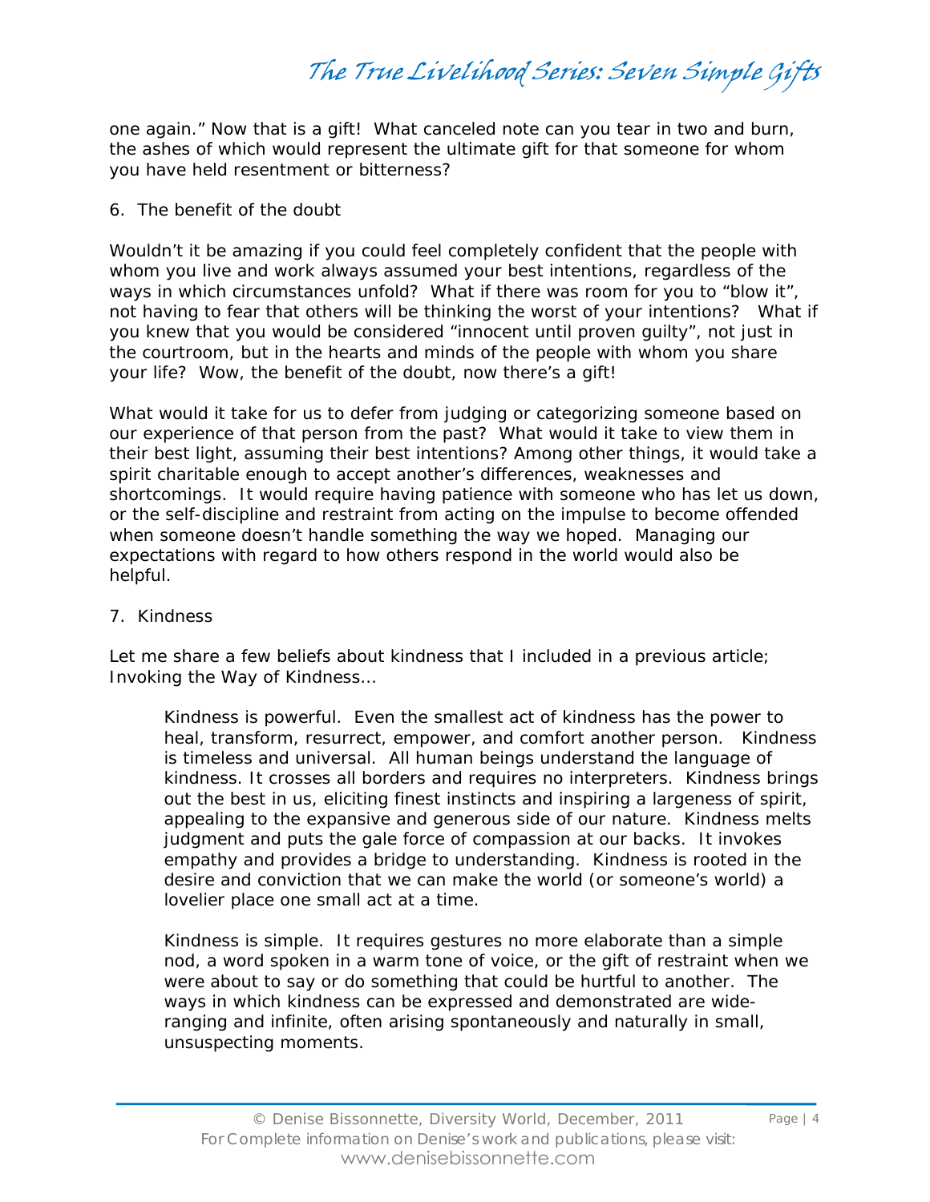one again." Now that is a gift! What canceled note can you tear in two and burn, the ashes of which would represent the ultimate gift for that someone for whom you have held resentment or bitterness?

6. The benefit of the doubt

Wouldn't it be amazing if you could feel completely confident that the people with whom you live and work always assumed your best intentions, regardless of the ways in which circumstances unfold? What if there was room for you to "blow it", not having to fear that others will be thinking the worst of your intentions? What if you knew that you would be considered "innocent until proven guilty", not just in the courtroom, but in the hearts and minds of the people with whom you share your life? Wow, the benefit of the doubt, now there's a gift!

What would it take for us to defer from judging or categorizing someone based on our experience of that person from the past? What would it take to view them in their best light, assuming their best intentions? Among other things, it would take a spirit charitable enough to accept another's differences, weaknesses and shortcomings. It would require having patience with someone who has let us down, or the self-discipline and restraint from acting on the impulse to become offended when someone doesn't handle something the way we hoped. Managing our expectations with regard to how others respond in the world would also be helpful.

7. Kindness

Let me share a few beliefs about kindness that I included in a previous article; Invoking the Way of Kindness…

> Kindness is powerful. Even the smallest act of kindness has the power to heal, transform, resurrect, empower, and comfort another person. Kindness is timeless and universal. All human beings understand the language of kindness. It crosses all borders and requires no interpreters. Kindness brings out the best in us, eliciting finest instincts and inspiring a largeness of spirit, appealing to the expansive and generous side of our nature. Kindness melts judgment and puts the gale force of compassion at our backs. It invokes empathy and provides a bridge to understanding. Kindness is rooted in the desire and conviction that we can make the world (or someone's world) a lovelier place one small act at a time.
>
> Kindness is simple. It requires gestures no more elaborate than a simple nod, a word spoken in a warm tone of voice, or the gift of restraint when we were about to say or do something that could be hurtful to another. The ways in which kindness can be expressed and demonstrated are wide-ranging and infinite, often arising spontaneously and naturally in small, unsuspecting moments.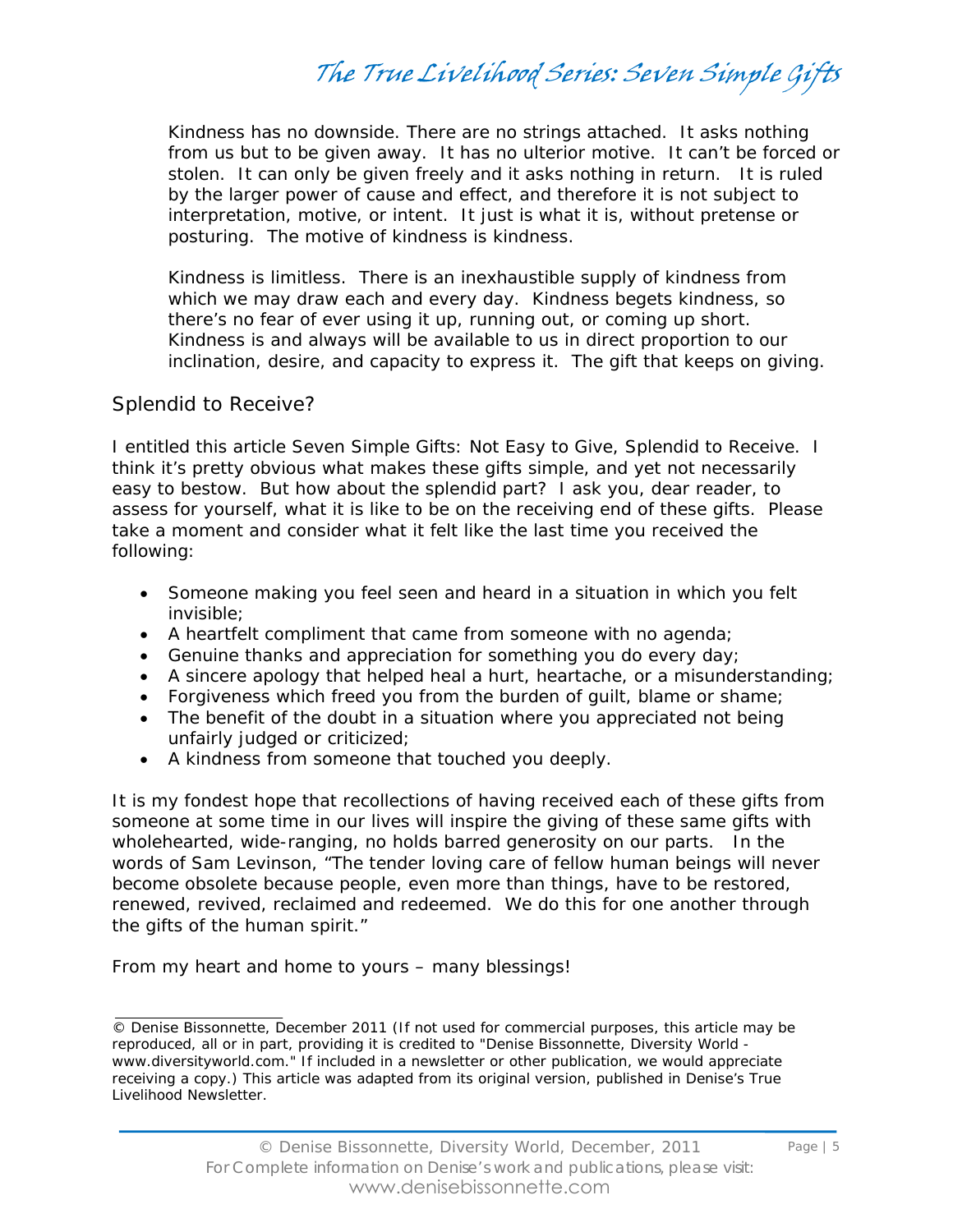Kindness has no downside. There are no strings attached. It asks nothing from us but to be given away. It has no ulterior motive. It can't be forced or stolen. It can only be given freely and it asks nothing in return. It is ruled by the larger power of cause and effect, and therefore it is not subject to interpretation, motive, or intent. It just is what it is, without pretense or posturing. The motive of kindness is kindness.

Kindness is limitless. There is an inexhaustible supply of kindness from which we may draw each and every day. Kindness begets kindness, so there's no fear of ever using it up, running out, or coming up short. Kindness is and always will be available to us in direct proportion to our inclination, desire, and capacity to express it. The gift that keeps on giving.

## Splendid to Receive?

I entitled this article Seven Simple Gifts: Not Easy to Give, Splendid to Receive. I think it's pretty obvious what makes these gifts simple, and yet not necessarily easy to bestow. But how about the splendid part? I ask you, dear reader, to assess for yourself, what it is like to be on the receiving end of these gifts. Please take a moment and consider what it felt like the last time you received the following:

- Someone making you feel seen and heard in a situation in which you felt invisible;
- A heartfelt compliment that came from someone with no agenda;
- Genuine thanks and appreciation for something you do every day;
- A sincere apology that helped heal a hurt, heartache, or a misunderstanding;
- Forgiveness which freed you from the burden of guilt, blame or shame;
- The benefit of the doubt in a situation where you appreciated not being unfairly judged or criticized;
- A kindness from someone that touched you deeply.

It is my fondest hope that recollections of having received each of these gifts from someone at some time in our lives will inspire the giving of these same gifts with wholehearted, wide-ranging, no holds barred generosity on our parts. In the words of Sam Levinson, "The tender loving care of fellow human beings will never become obsolete because people, even more than things, have to be restored, renewed, revived, reclaimed and redeemed. We do this for one another through the gifts of the human spirit."

From my heart and home to yours – many blessings!

---

© Denise Bissonnette, December 2011 (If not used for commercial purposes, this article may be reproduced, all or in part, providing it is credited to "Denise Bissonnette, Diversity World - www.diversityworld.com." If included in a newsletter or other publication, we would appreciate receiving a copy.) This article was adapted from its original version, published in Denise's True Livelihood Newsletter.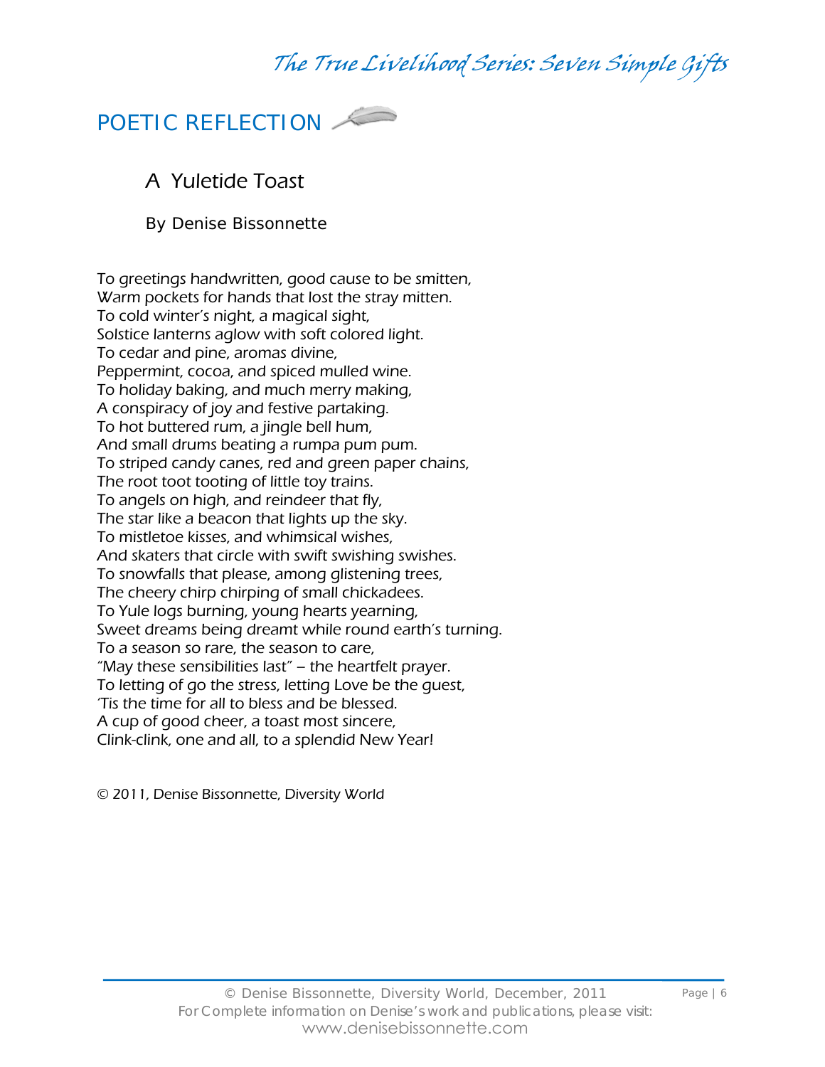## POETIC REFLECTION

### A Yuletide Toast

By Denise Bissonnette

To greetings handwritten, good cause to be smitten,
Warm pockets for hands that lost the stray mitten.
To cold winter's night, a magical sight,
Solstice lanterns aglow with soft colored light.
To cedar and pine, aromas divine,
Peppermint, cocoa, and spiced mulled wine.
To holiday baking, and much merry making,
A conspiracy of joy and festive partaking.
To hot buttered rum, a jingle bell hum,
And small drums beating a rumpa pum pum.
To striped candy canes, red and green paper chains,
The root toot tooting of little toy trains.
To angels on high, and reindeer that fly,
The star like a beacon that lights up the sky.
To mistletoe kisses, and whimsical wishes,
And skaters that circle with swift swishing swishes.
To snowfalls that please, among glistening trees,
The cheery chirp chirping of small chickadees.
To Yule logs burning, young hearts yearning,
Sweet dreams being dreamt while round earth's turning.
To a season so rare, the season to care,
"May these sensibilities last" – the heartfelt prayer.
To letting of go the stress, letting Love be the guest,
'Tis the time for all to bless and be blessed.
A cup of good cheer, a toast most sincere,
Clink-clink, one and all, to a splendid New Year!

© 2011, Denise Bissonnette, Diversity World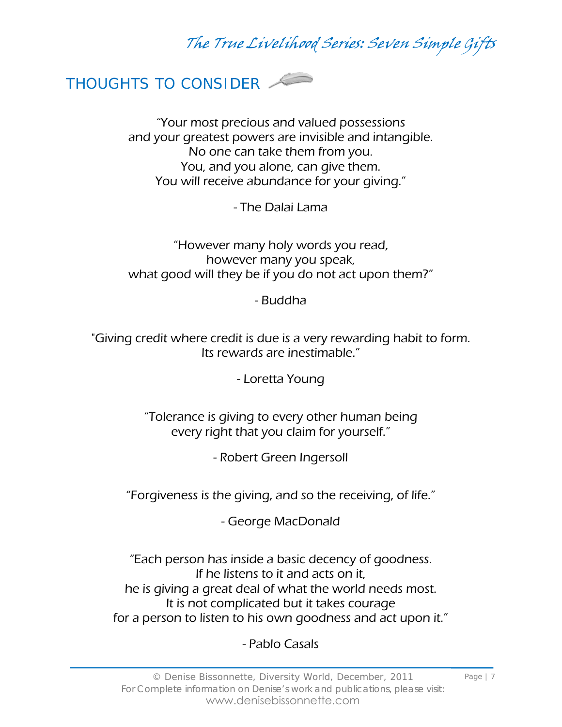## THOUGHTS TO CONSIDER

"Your most precious and valued possessions
and your greatest powers are invisible and intangible.
No one can take them from you.
You, and you alone, can give them.
You will receive abundance for your giving."

- The Dalai Lama

"However many holy words you read,
however many you speak,
what good will they be if you do not act upon them?"

- Buddha

"Giving credit where credit is due is a very rewarding habit to form.
Its rewards are inestimable."

- Loretta Young

"Tolerance is giving to every other human being
every right that you claim for yourself."

- Robert Green Ingersoll

"Forgiveness is the giving, and so the receiving, of life."

- George MacDonald

"Each person has inside a basic decency of goodness.
If he listens to it and acts on it,
he is giving a great deal of what the world needs most.
It is not complicated but it takes courage
for a person to listen to his own goodness and act upon it."

- Pablo Casals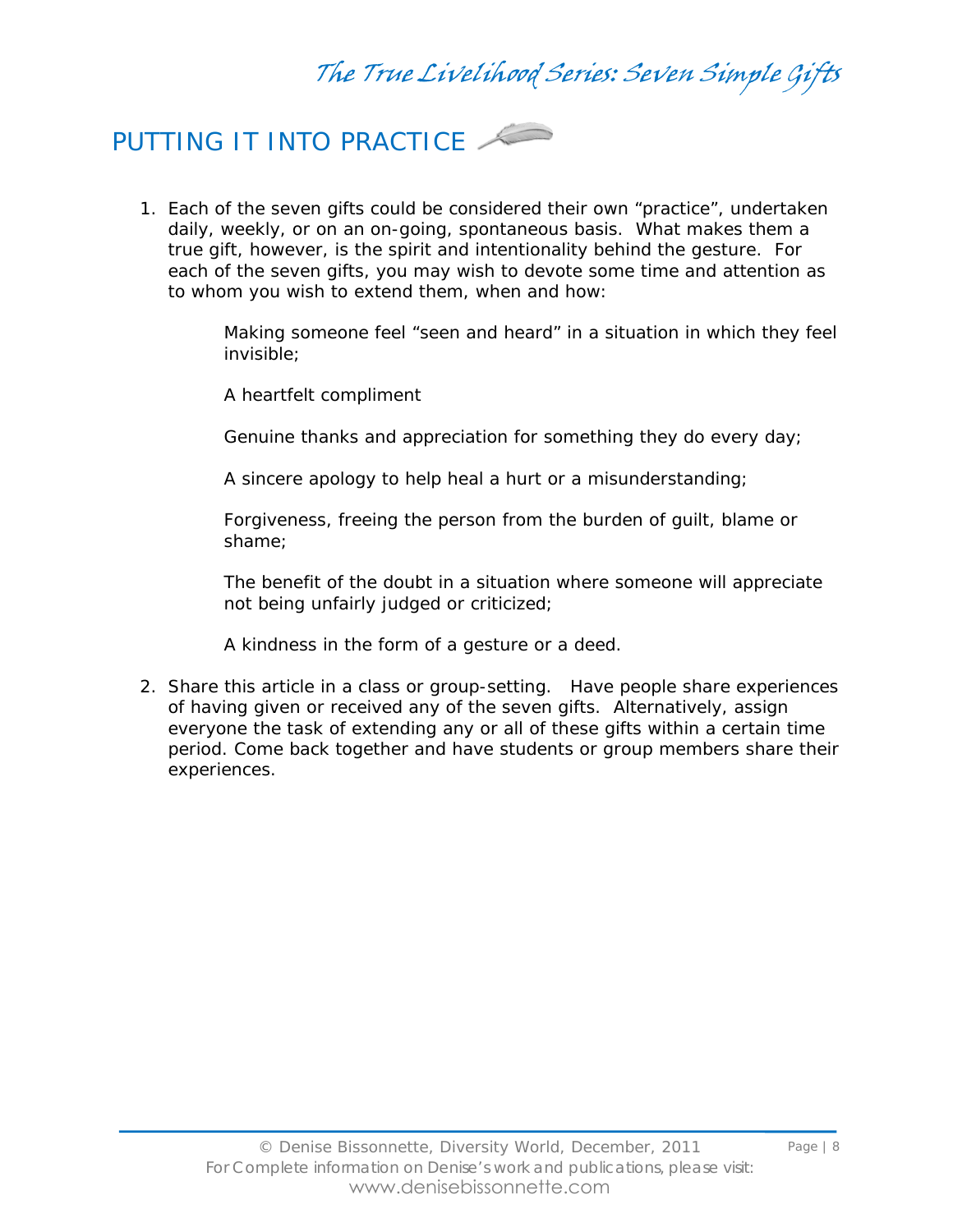## PUTTING IT INTO PRACTICE

1. Each of the seven gifts could be considered their own "practice", undertaken daily, weekly, or on an on-going, spontaneous basis. What makes them a true gift, however, is the spirit and intentionality behind the gesture. For each of the seven gifts, you may wish to devote some time and attention as to whom you wish to extend them, when and how:

    Making someone feel "seen and heard" in a situation in which they feel invisible;

    A heartfelt compliment

    Genuine thanks and appreciation for something they do every day;

    A sincere apology to help heal a hurt or a misunderstanding;

    Forgiveness, freeing the person from the burden of guilt, blame or shame;

    The benefit of the doubt in a situation where someone will appreciate not being unfairly judged or criticized;

    A kindness in the form of a gesture or a deed.

2. Share this article in a class or group-setting. Have people share experiences of having given or received any of the seven gifts. Alternatively, assign everyone the task of extending any or all of these gifts within a certain time period. Come back together and have students or group members share their experiences.

© Denise Bissonnette, Diversity World, December, 2011
For Complete information on Denise's work and publications, please visit:
www.denisebissonnette.com